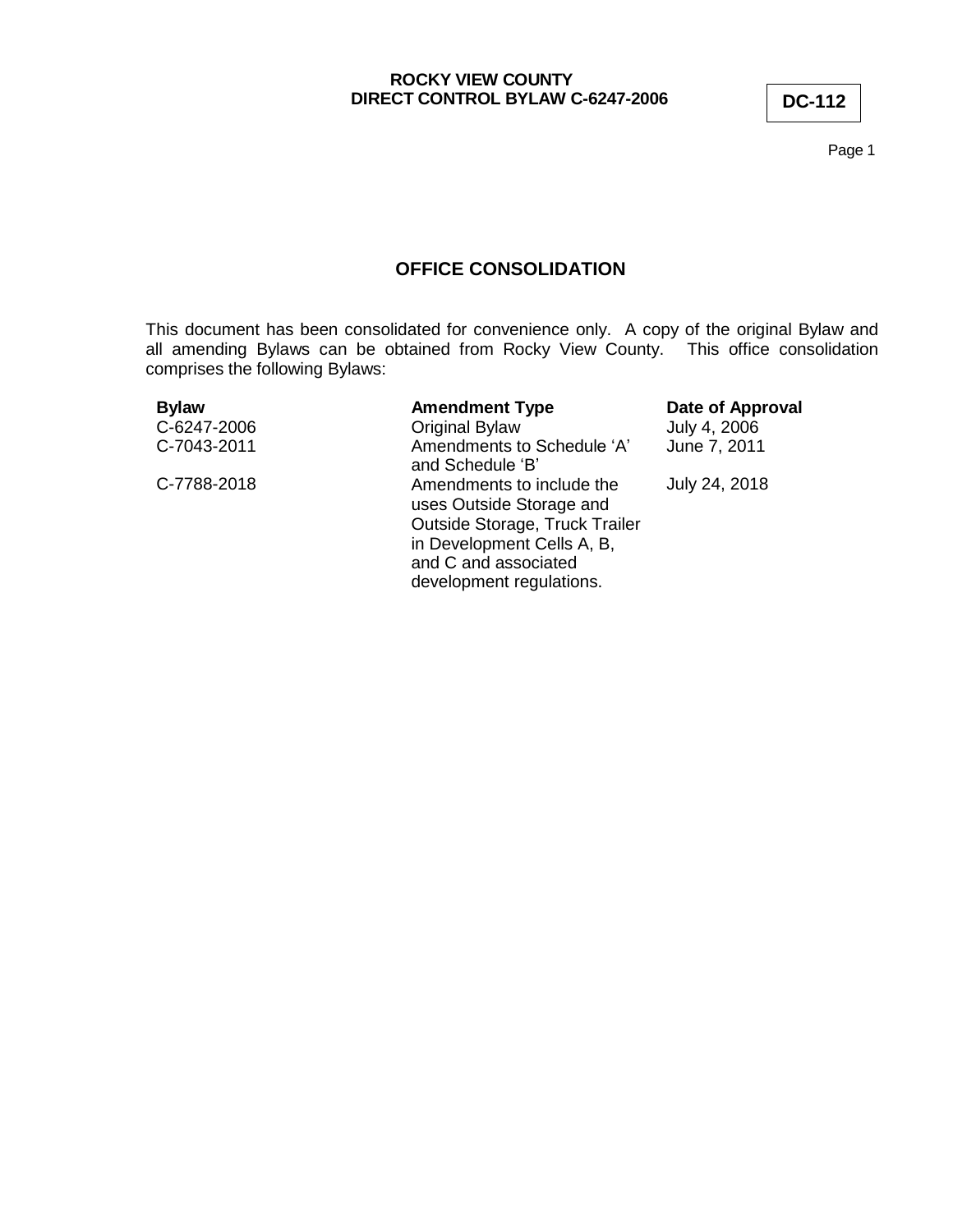**ROCKY VIEW COUNTY**
**DIRECT CONTROL BYLAW C-6247-2006**

**DC-112**

## OFFICE CONSOLIDATION

This document has been consolidated for convenience only. A copy of the original Bylaw and all amending Bylaws can be obtained from Rocky View County. This office consolidation comprises the following Bylaws:

| Bylaw | Amendment Type | Date of Approval |
|---|---|---|
| C-6247-2006 | Original Bylaw | July 4, 2006 |
| C-7043-2011 | Amendments to Schedule 'A' and Schedule 'B' | June 7, 2011 |
| C-7788-2018 | Amendments to include the uses Outside Storage and Outside Storage, Truck Trailer in Development Cells A, B, and C and associated development regulations. | July 24, 2018 |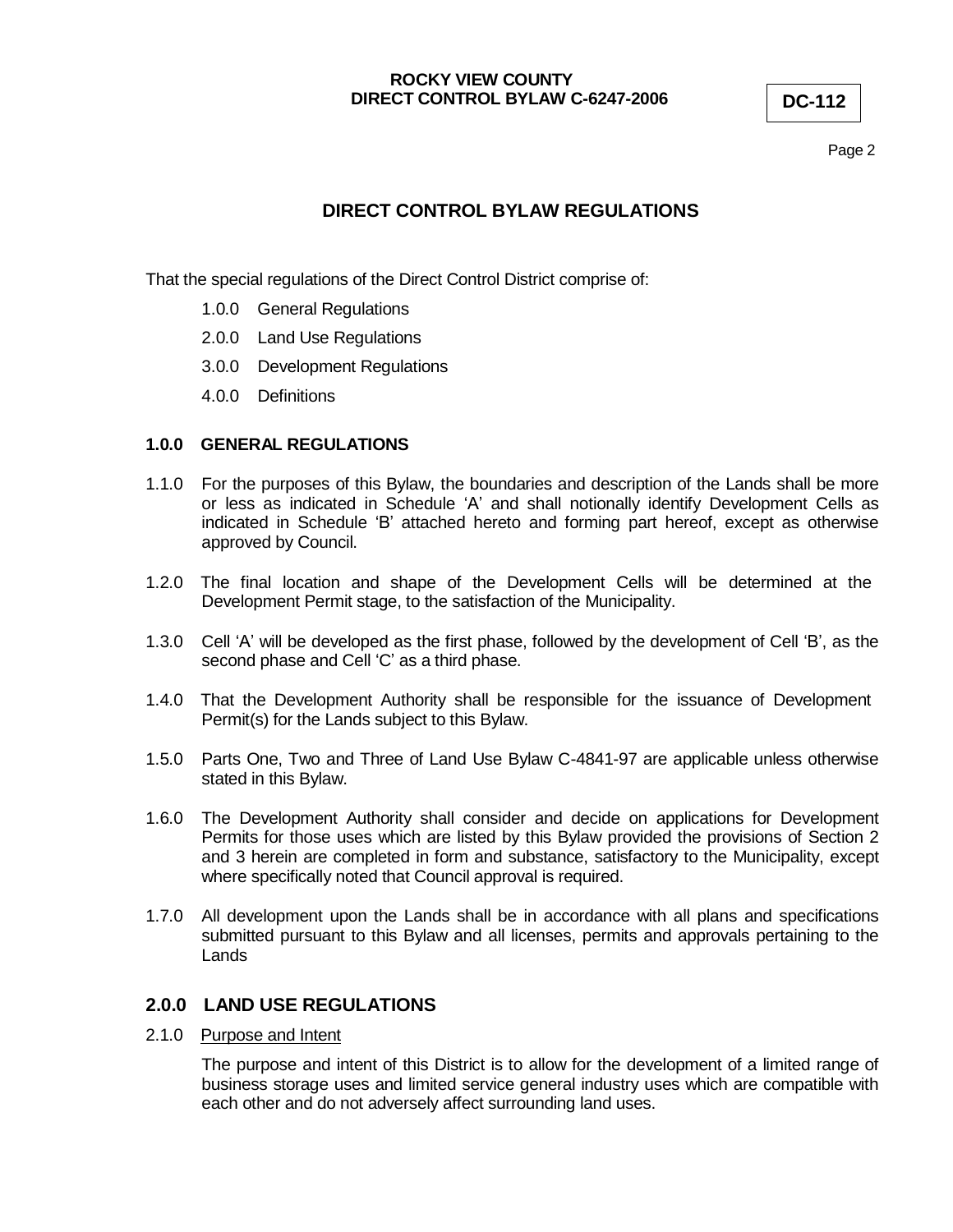# DIRECT CONTROL BYLAW REGULATIONS

That the special regulations of the Direct Control District comprise of:

- 1.0.0 General Regulations
- 2.0.0 Land Use Regulations
- 3.0.0 Development Regulations
- 4.0.0 Definitions

## 1.0.0 GENERAL REGULATIONS

1.1.0 For the purposes of this Bylaw, the boundaries and description of the Lands shall be more or less as indicated in Schedule 'A' and shall notionally identify Development Cells as indicated in Schedule 'B' attached hereto and forming part hereof, except as otherwise approved by Council.

1.2.0 The final location and shape of the Development Cells will be determined at the Development Permit stage, to the satisfaction of the Municipality.

1.3.0 Cell 'A' will be developed as the first phase, followed by the development of Cell 'B', as the second phase and Cell 'C' as a third phase.

1.4.0 That the Development Authority shall be responsible for the issuance of Development Permit(s) for the Lands subject to this Bylaw.

1.5.0 Parts One, Two and Three of Land Use Bylaw C-4841-97 are applicable unless otherwise stated in this Bylaw.

1.6.0 The Development Authority shall consider and decide on applications for Development Permits for those uses which are listed by this Bylaw provided the provisions of Section 2 and 3 herein are completed in form and substance, satisfactory to the Municipality, except where specifically noted that Council approval is required.

1.7.0 All development upon the Lands shall be in accordance with all plans and specifications submitted pursuant to this Bylaw and all licenses, permits and approvals pertaining to the Lands

## 2.0.0 LAND USE REGULATIONS

2.1.0 Purpose and Intent

The purpose and intent of this District is to allow for the development of a limited range of business storage uses and limited service general industry uses which are compatible with each other and do not adversely affect surrounding land uses.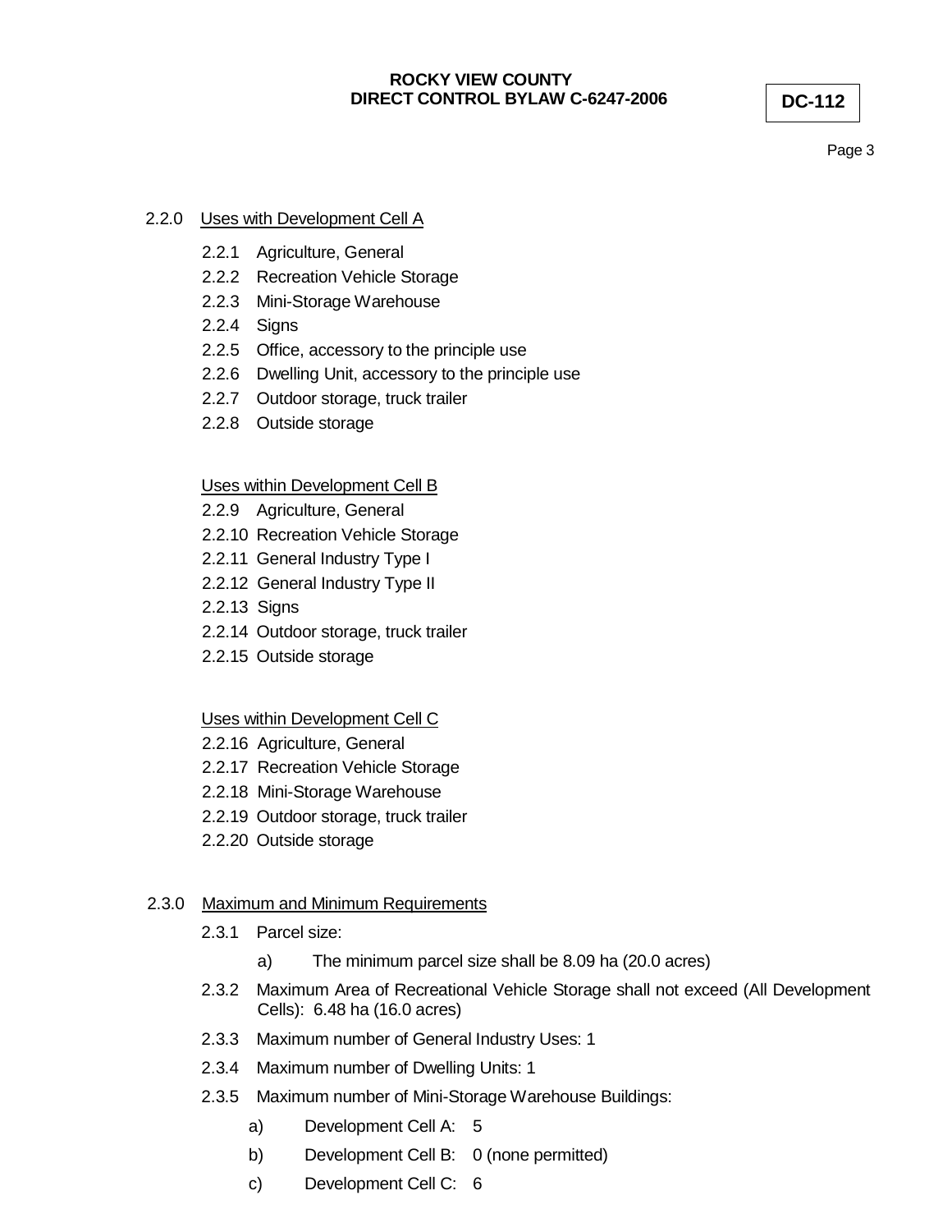2.2.0 Uses with Development Cell A

- 2.2.1 Agriculture, General
- 2.2.2 Recreation Vehicle Storage
- 2.2.3 Mini-Storage Warehouse
- 2.2.4 Signs
- 2.2.5 Office, accessory to the principle use
- 2.2.6 Dwelling Unit, accessory to the principle use
- 2.2.7 Outdoor storage, truck trailer
- 2.2.8 Outside storage

Uses within Development Cell B

- 2.2.9 Agriculture, General
- 2.2.10 Recreation Vehicle Storage
- 2.2.11 General Industry Type I
- 2.2.12 General Industry Type II
- 2.2.13 Signs
- 2.2.14 Outdoor storage, truck trailer
- 2.2.15 Outside storage

Uses within Development Cell C

- 2.2.16 Agriculture, General
- 2.2.17 Recreation Vehicle Storage
- 2.2.18 Mini-Storage Warehouse
- 2.2.19 Outdoor storage, truck trailer
- 2.2.20 Outside storage

2.3.0 Maximum and Minimum Requirements

- 2.3.1 Parcel size:
  - a) The minimum parcel size shall be 8.09 ha (20.0 acres)
- 2.3.2 Maximum Area of Recreational Vehicle Storage shall not exceed (All Development Cells): 6.48 ha (16.0 acres)
- 2.3.3 Maximum number of General Industry Uses: 1
- 2.3.4 Maximum number of Dwelling Units: 1
- 2.3.5 Maximum number of Mini-Storage Warehouse Buildings:
  - a) Development Cell A: 5
  - b) Development Cell B: 0 (none permitted)
  - c) Development Cell C: 6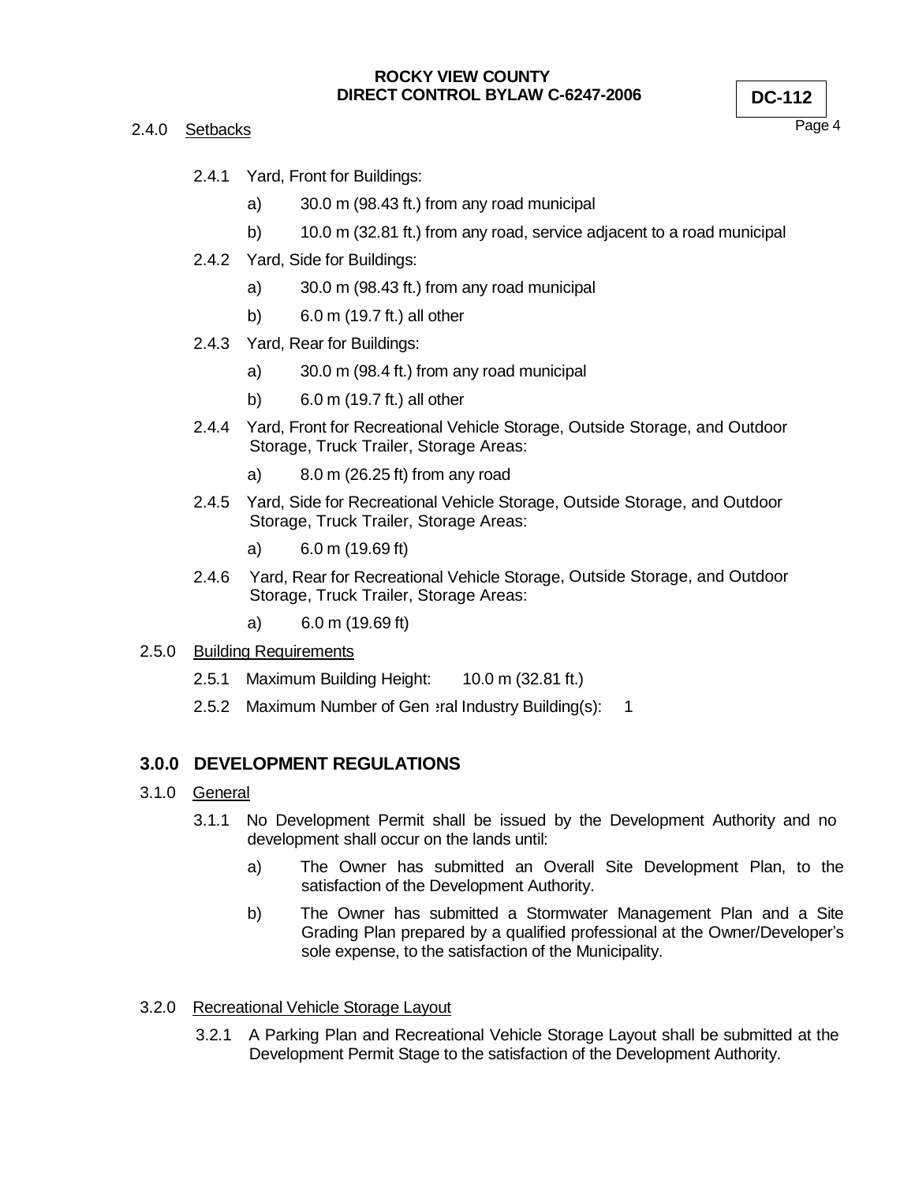2.4.0 Setbacks

2.4.1 Yard, Front for Buildings:

a) 30.0 m (98.43 ft.) from any road municipal

b) 10.0 m (32.81 ft.) from any road, service adjacent to a road municipal

2.4.2 Yard, Side for Buildings:

a) 30.0 m (98.43 ft.) from any road municipal

b) 6.0 m (19.7 ft.) all other

2.4.3 Yard, Rear for Buildings:

a) 30.0 m (98.4 ft.) from any road municipal

b) 6.0 m (19.7 ft.) all other

2.4.4 Yard, Front for Recreational Vehicle Storage, Outside Storage, and Outdoor Storage, Truck Trailer, Storage Areas:

a) 8.0 m (26.25 ft) from any road

2.4.5 Yard, Side for Recreational Vehicle Storage, Outside Storage, and Outdoor Storage, Truck Trailer, Storage Areas:

a) 6.0 m (19.69 ft)

2.4.6 Yard, Rear for Recreational Vehicle Storage, Outside Storage, and Outdoor Storage, Truck Trailer, Storage Areas:

a) 6.0 m (19.69 ft)

2.5.0 Building Requirements

2.5.1 Maximum Building Height: 10.0 m (32.81 ft.)

2.5.2 Maximum Number of General Industry Building(s): 1

## 3.0.0 DEVELOPMENT REGULATIONS

3.1.0 General

3.1.1 No Development Permit shall be issued by the Development Authority and no development shall occur on the lands until:

a) The Owner has submitted an Overall Site Development Plan, to the satisfaction of the Development Authority.

b) The Owner has submitted a Stormwater Management Plan and a Site Grading Plan prepared by a qualified professional at the Owner/Developer's sole expense, to the satisfaction of the Municipality.

3.2.0 Recreational Vehicle Storage Layout

3.2.1 A Parking Plan and Recreational Vehicle Storage Layout shall be submitted at the Development Permit Stage to the satisfaction of the Development Authority.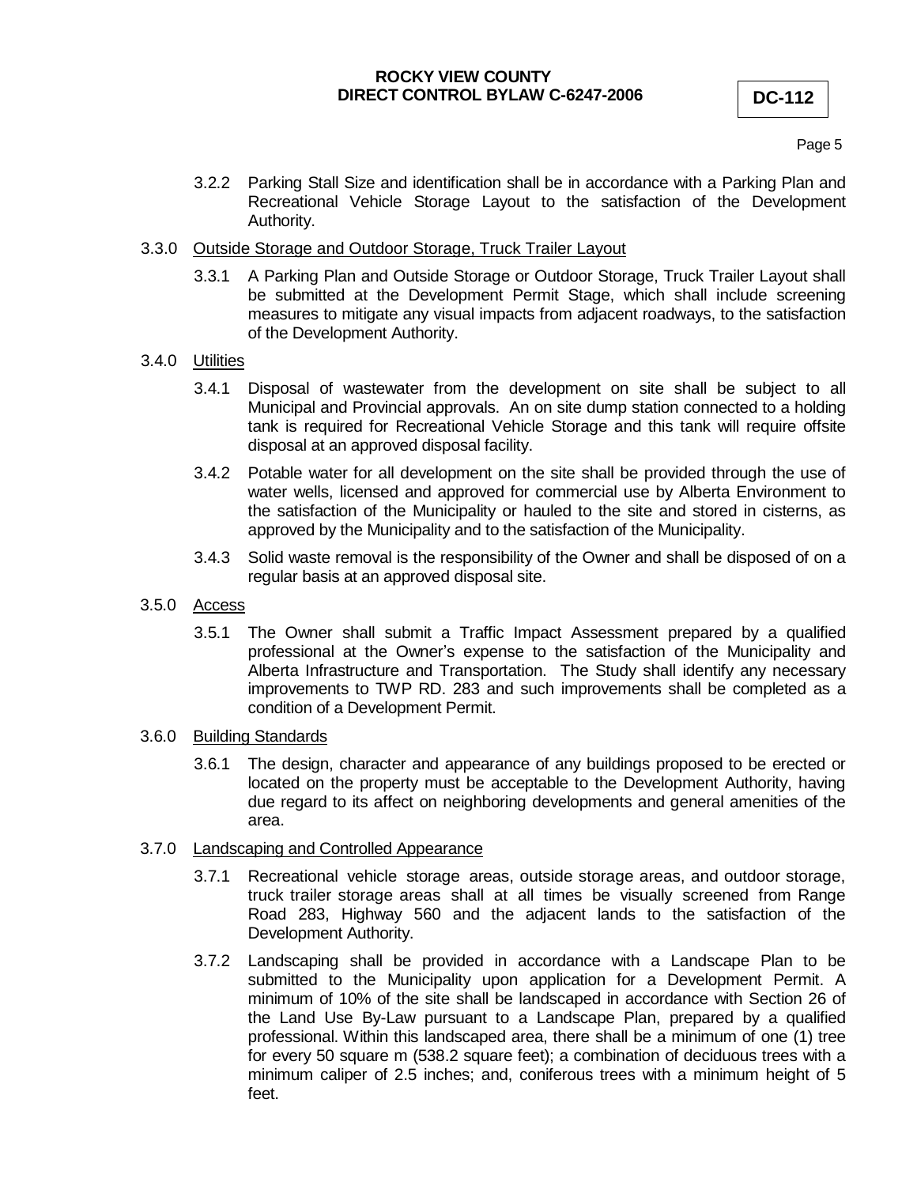3.2.2 Parking Stall Size and identification shall be in accordance with a Parking Plan and Recreational Vehicle Storage Layout to the satisfaction of the Development Authority.

3.3.0 <u>Outside Storage and Outdoor Storage, Truck Trailer Layout</u>

3.3.1 A Parking Plan and Outside Storage or Outdoor Storage, Truck Trailer Layout shall be submitted at the Development Permit Stage, which shall include screening measures to mitigate any visual impacts from adjacent roadways, to the satisfaction of the Development Authority.

3.4.0 <u>Utilities</u>

3.4.1 Disposal of wastewater from the development on site shall be subject to all Municipal and Provincial approvals. An on site dump station connected to a holding tank is required for Recreational Vehicle Storage and this tank will require offsite disposal at an approved disposal facility.

3.4.2 Potable water for all development on the site shall be provided through the use of water wells, licensed and approved for commercial use by Alberta Environment to the satisfaction of the Municipality or hauled to the site and stored in cisterns, as approved by the Municipality and to the satisfaction of the Municipality.

3.4.3 Solid waste removal is the responsibility of the Owner and shall be disposed of on a regular basis at an approved disposal site.

3.5.0 <u>Access</u>

3.5.1 The Owner shall submit a Traffic Impact Assessment prepared by a qualified professional at the Owner's expense to the satisfaction of the Municipality and Alberta Infrastructure and Transportation. The Study shall identify any necessary improvements to TWP RD. 283 and such improvements shall be completed as a condition of a Development Permit.

3.6.0 <u>Building Standards</u>

3.6.1 The design, character and appearance of any buildings proposed to be erected or located on the property must be acceptable to the Development Authority, having due regard to its affect on neighboring developments and general amenities of the area.

3.7.0 <u>Landscaping and Controlled Appearance</u>

3.7.1 Recreational vehicle storage areas, outside storage areas, and outdoor storage, truck trailer storage areas shall at all times be visually screened from Range Road 283, Highway 560 and the adjacent lands to the satisfaction of the Development Authority.

3.7.2 Landscaping shall be provided in accordance with a Landscape Plan to be submitted to the Municipality upon application for a Development Permit. A minimum of 10% of the site shall be landscaped in accordance with Section 26 of the Land Use By-Law pursuant to a Landscape Plan, prepared by a qualified professional. Within this landscaped area, there shall be a minimum of one (1) tree for every 50 square m (538.2 square feet); a combination of deciduous trees with a minimum caliper of 2.5 inches; and, coniferous trees with a minimum height of 5 feet.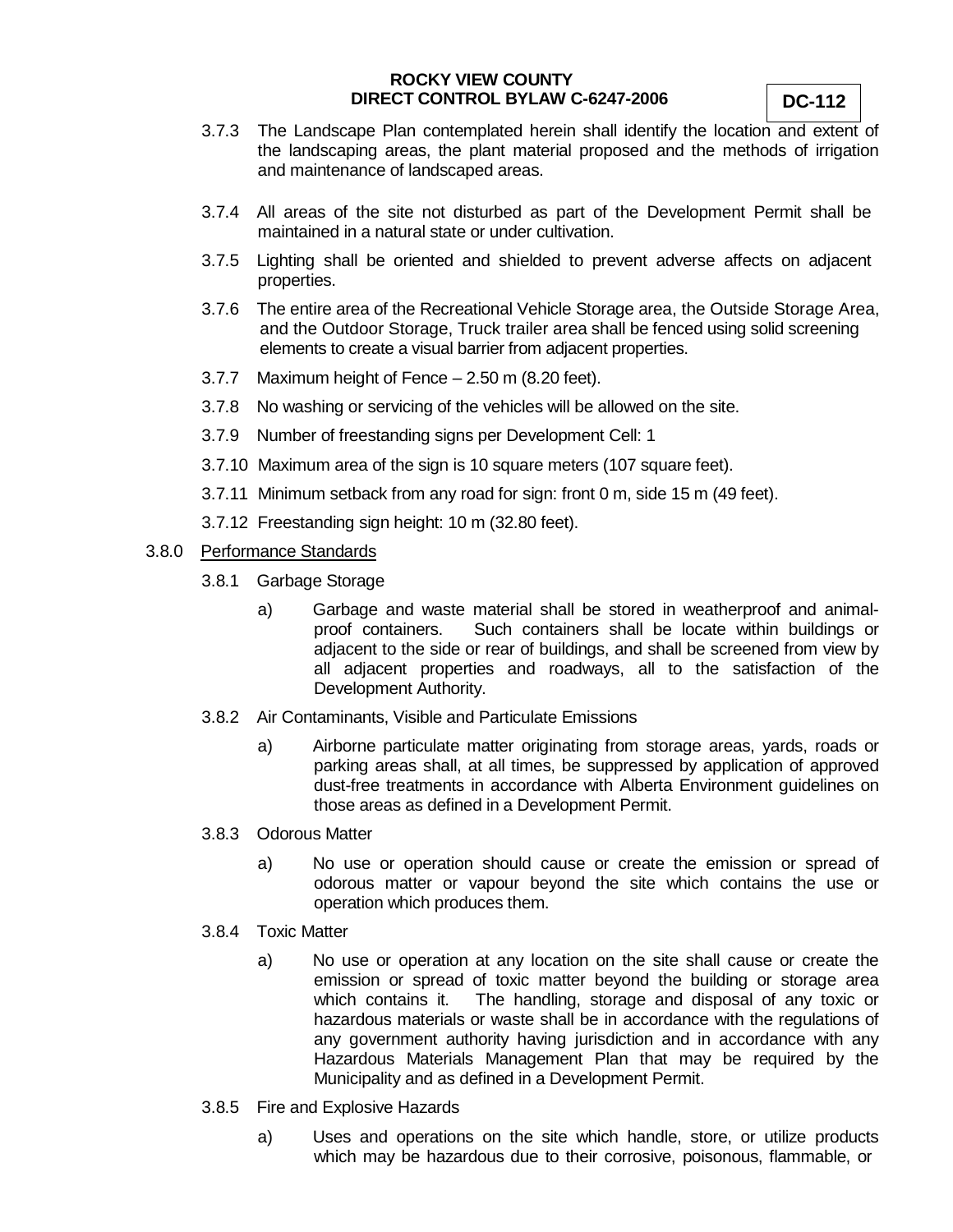3.7.3 The Landscape Plan contemplated herein shall identify the location and extent of the landscaping areas, the plant material proposed and the methods of irrigation and maintenance of landscaped areas.

3.7.4 All areas of the site not disturbed as part of the Development Permit shall be maintained in a natural state or under cultivation.

3.7.5 Lighting shall be oriented and shielded to prevent adverse affects on adjacent properties.

3.7.6 The entire area of the Recreational Vehicle Storage area, the Outside Storage Area, and the Outdoor Storage, Truck trailer area shall be fenced using solid screening elements to create a visual barrier from adjacent properties.

3.7.7 Maximum height of Fence – 2.50 m (8.20 feet).

3.7.8 No washing or servicing of the vehicles will be allowed on the site.

3.7.9 Number of freestanding signs per Development Cell: 1

3.7.10 Maximum area of the sign is 10 square meters (107 square feet).

3.7.11 Minimum setback from any road for sign: front 0 m, side 15 m (49 feet).

3.7.12 Freestanding sign height: 10 m (32.80 feet).

3.8.0 Performance Standards

3.8.1 Garbage Storage

a) Garbage and waste material shall be stored in weatherproof and animal-proof containers. Such containers shall be locate within buildings or adjacent to the side or rear of buildings, and shall be screened from view by all adjacent properties and roadways, all to the satisfaction of the Development Authority.

3.8.2 Air Contaminants, Visible and Particulate Emissions

a) Airborne particulate matter originating from storage areas, yards, roads or parking areas shall, at all times, be suppressed by application of approved dust-free treatments in accordance with Alberta Environment guidelines on those areas as defined in a Development Permit.

3.8.3 Odorous Matter

a) No use or operation should cause or create the emission or spread of odorous matter or vapour beyond the site which contains the use or operation which produces them.

3.8.4 Toxic Matter

a) No use or operation at any location on the site shall cause or create the emission or spread of toxic matter beyond the building or storage area which contains it. The handling, storage and disposal of any toxic or hazardous materials or waste shall be in accordance with the regulations of any government authority having jurisdiction and in accordance with any Hazardous Materials Management Plan that may be required by the Municipality and as defined in a Development Permit.

3.8.5 Fire and Explosive Hazards

a) Uses and operations on the site which handle, store, or utilize products which may be hazardous due to their corrosive, poisonous, flammable, or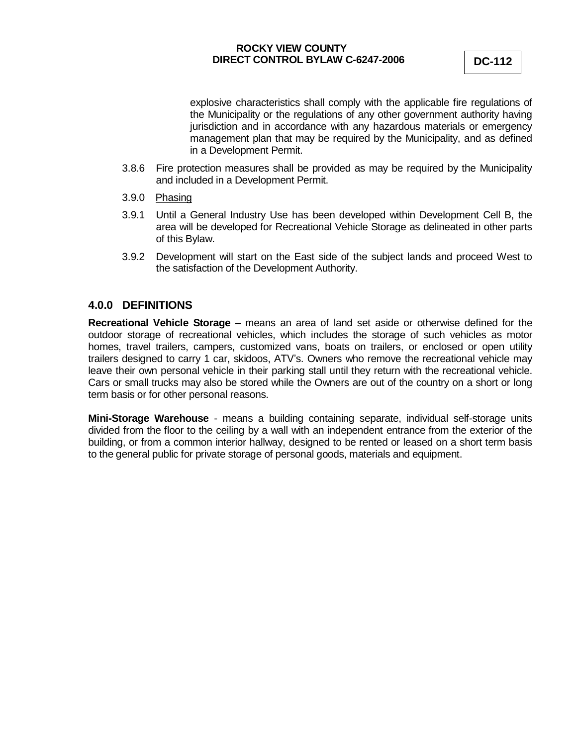explosive characteristics shall comply with the applicable fire regulations of the Municipality or the regulations of any other government authority having jurisdiction and in accordance with any hazardous materials or emergency management plan that may be required by the Municipality, and as defined in a Development Permit.

3.8.6 Fire protection measures shall be provided as may be required by the Municipality and included in a Development Permit.

3.9.0 Phasing

3.9.1 Until a General Industry Use has been developed within Development Cell B, the area will be developed for Recreational Vehicle Storage as delineated in other parts of this Bylaw.

3.9.2 Development will start on the East side of the subject lands and proceed West to the satisfaction of the Development Authority.

## 4.0.0 DEFINITIONS

**Recreational Vehicle Storage –** means an area of land set aside or otherwise defined for the outdoor storage of recreational vehicles, which includes the storage of such vehicles as motor homes, travel trailers, campers, customized vans, boats on trailers, or enclosed or open utility trailers designed to carry 1 car, skidoos, ATV's. Owners who remove the recreational vehicle may leave their own personal vehicle in their parking stall until they return with the recreational vehicle. Cars or small trucks may also be stored while the Owners are out of the country on a short or long term basis or for other personal reasons.

**Mini-Storage Warehouse** - means a building containing separate, individual self-storage units divided from the floor to the ceiling by a wall with an independent entrance from the exterior of the building, or from a common interior hallway, designed to be rented or leased on a short term basis to the general public for private storage of personal goods, materials and equipment.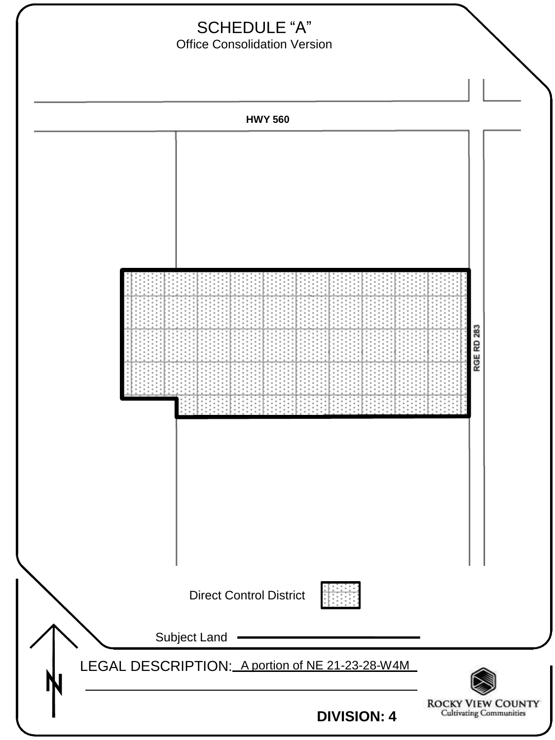# SCHEDULE "A"

Office Consolidation Version

HWY 560

RGE RD 283

Direct Control District

Subject Land

LEGAL DESCRIPTION: A portion of NE 21-23-28-W4M

ROCKY VIEW COUNTY
Cultivating Communities

**DIVISION: 4**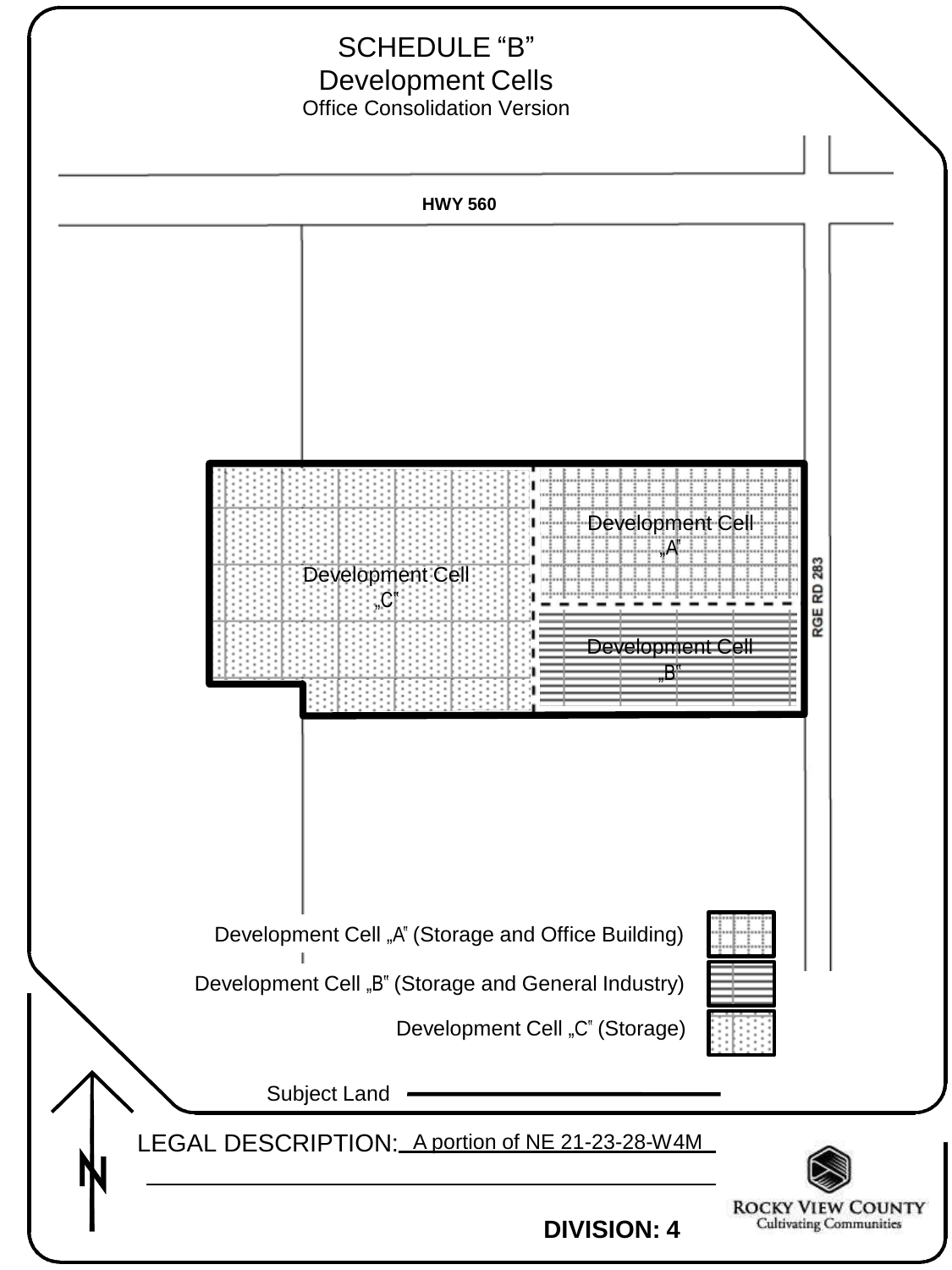# SCHEDULE "B"

## Development Cells

Office Consolidation Version

HWY 560

RGE RD 283

Development Cell „A"

Development Cell „B"

Development Cell „C"

Development Cell „A" (Storage and Office Building)

Development Cell „B" (Storage and General Industry)

Development Cell „C" (Storage)

Subject Land

LEGAL DESCRIPTION: A portion of NE 21-23-28-W4M

**DIVISION: 4**

ROCKY VIEW COUNTY

Cultivating Communities

N